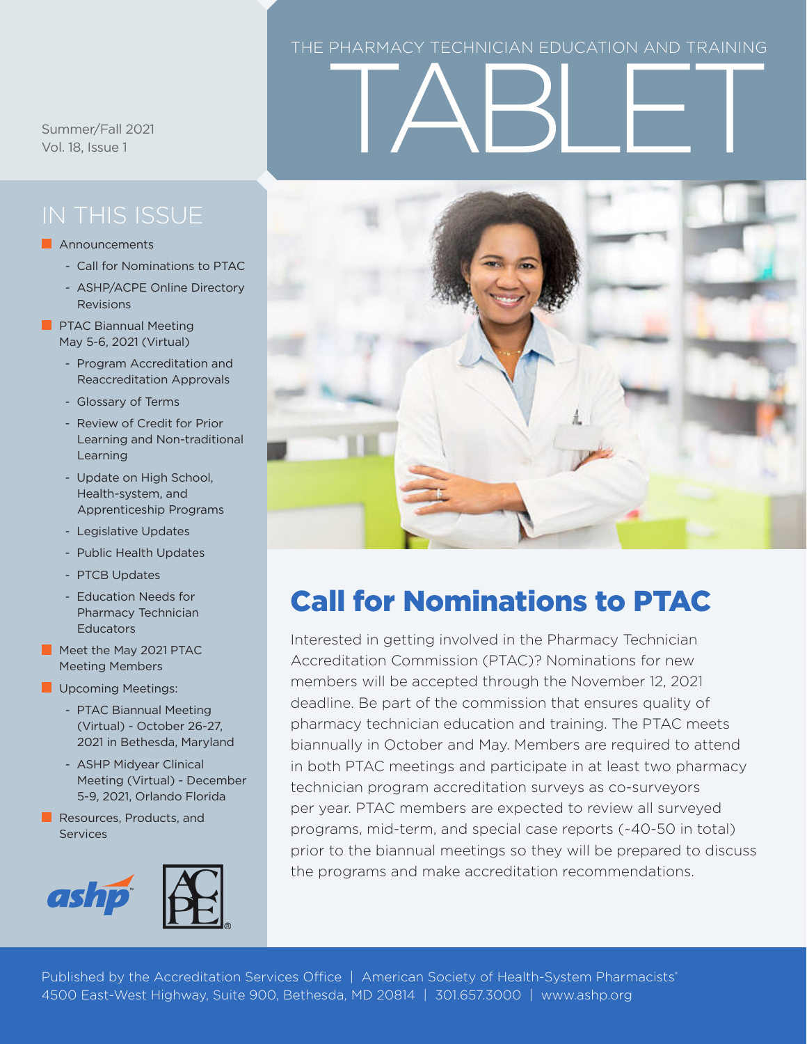# THE PHARMACY TECHNICIAN EDUCATION AND TRAINING TABLET

Summer/Fall 2021
Vol. 18, Issue 1

## IN THIS ISSUE

- Announcements
  - Call for Nominations to PTAC
  - ASHP/ACPE Online Directory Revisions
- PTAC Biannual Meeting May 5-6, 2021 (Virtual)
  - Program Accreditation and Reaccreditation Approvals
  - Glossary of Terms
  - Review of Credit for Prior Learning and Non-traditional Learning
  - Update on High School, Health-system, and Apprenticeship Programs
  - Legislative Updates
  - Public Health Updates
  - PTCB Updates
  - Education Needs for Pharmacy Technician Educators
- Meet the May 2021 PTAC Meeting Members
- Upcoming Meetings:
  - PTAC Biannual Meeting (Virtual) - October 26-27, 2021 in Bethesda, Maryland
  - ASHP Midyear Clinical Meeting (Virtual) - December 5-9, 2021, Orlando Florida
- Resources, Products, and Services

## Call for Nominations to PTAC

Interested in getting involved in the Pharmacy Technician Accreditation Commission (PTAC)? Nominations for new members will be accepted through the November 12, 2021 deadline. Be part of the commission that ensures quality of pharmacy technician education and training. The PTAC meets biannually in October and May. Members are required to attend in both PTAC meetings and participate in at least two pharmacy technician program accreditation surveys as co-surveyors per year. PTAC members are expected to review all surveyed programs, mid-term, and special case reports (~40-50 in total) prior to the biannual meetings so they will be prepared to discuss the programs and make accreditation recommendations.

Published by the Accreditation Services Office | American Society of Health-System Pharmacists
4500 East-West Highway, Suite 900, Bethesda, MD 20814 | 301.657.3000 | www.ashp.org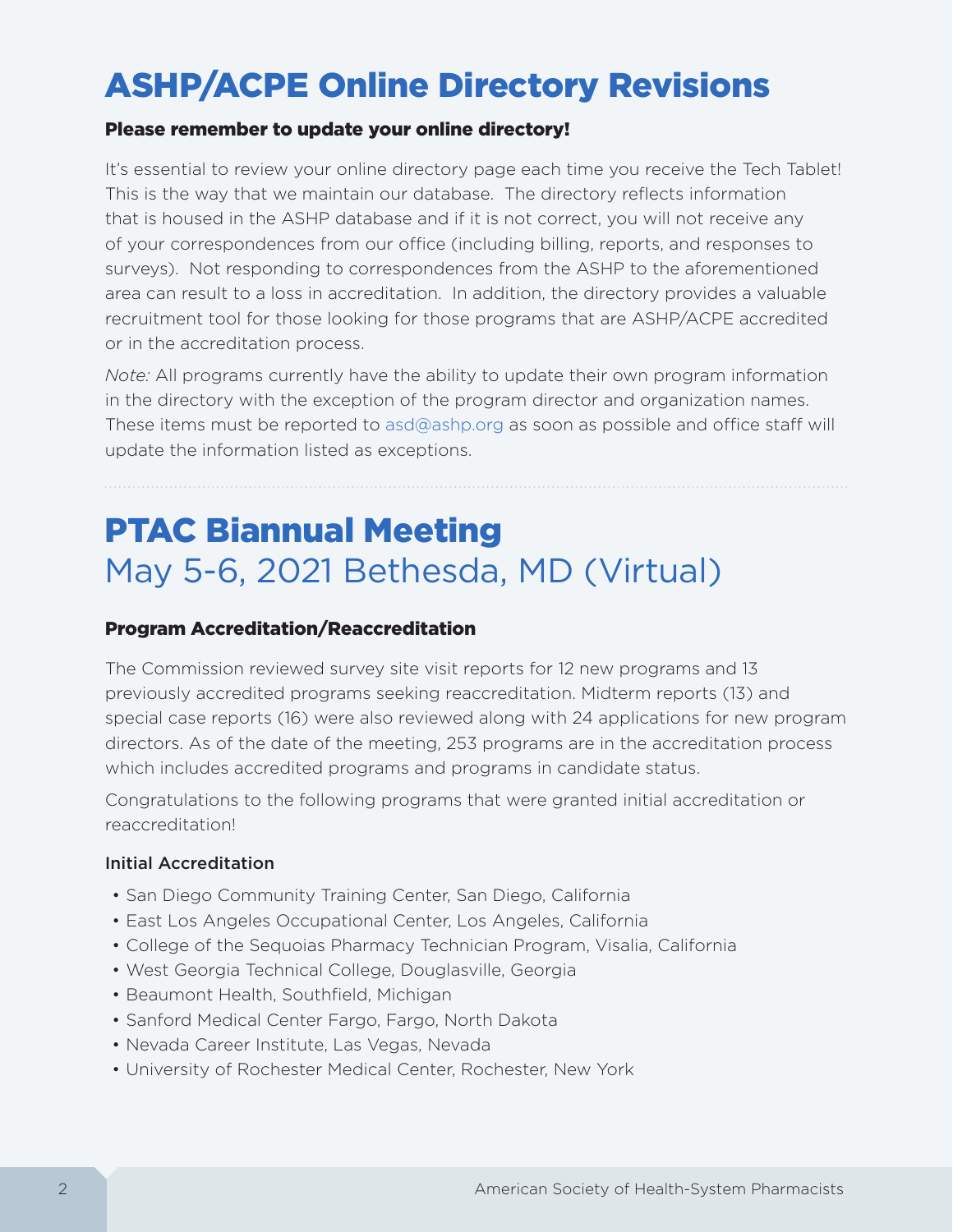# ASHP/ACPE Online Directory Revisions

**Please remember to update your online directory!**

It's essential to review your online directory page each time you receive the Tech Tablet! This is the way that we maintain our database. The directory reflects information that is housed in the ASHP database and if it is not correct, you will not receive any of your correspondences from our office (including billing, reports, and responses to surveys). Not responding to correspondences from the ASHP to the aforementioned area can result to a loss in accreditation. In addition, the directory provides a valuable recruitment tool for those looking for those programs that are ASHP/ACPE accredited or in the accreditation process.

*Note:* All programs currently have the ability to update their own program information in the directory with the exception of the program director and organization names. These items must be reported to asd@ashp.org as soon as possible and office staff will update the information listed as exceptions.

# PTAC Biannual Meeting
## May 5-6, 2021 Bethesda, MD (Virtual)

**Program Accreditation/Reaccreditation**

The Commission reviewed survey site visit reports for 12 new programs and 13 previously accredited programs seeking reaccreditation. Midterm reports (13) and special case reports (16) were also reviewed along with 24 applications for new program directors. As of the date of the meeting, 253 programs are in the accreditation process which includes accredited programs and programs in candidate status.

Congratulations to the following programs that were granted initial accreditation or reaccreditation!

**Initial Accreditation**

- San Diego Community Training Center, San Diego, California
- East Los Angeles Occupational Center, Los Angeles, California
- College of the Sequoias Pharmacy Technician Program, Visalia, California
- West Georgia Technical College, Douglasville, Georgia
- Beaumont Health, Southfield, Michigan
- Sanford Medical Center Fargo, Fargo, North Dakota
- Nevada Career Institute, Las Vegas, Nevada
- University of Rochester Medical Center, Rochester, New York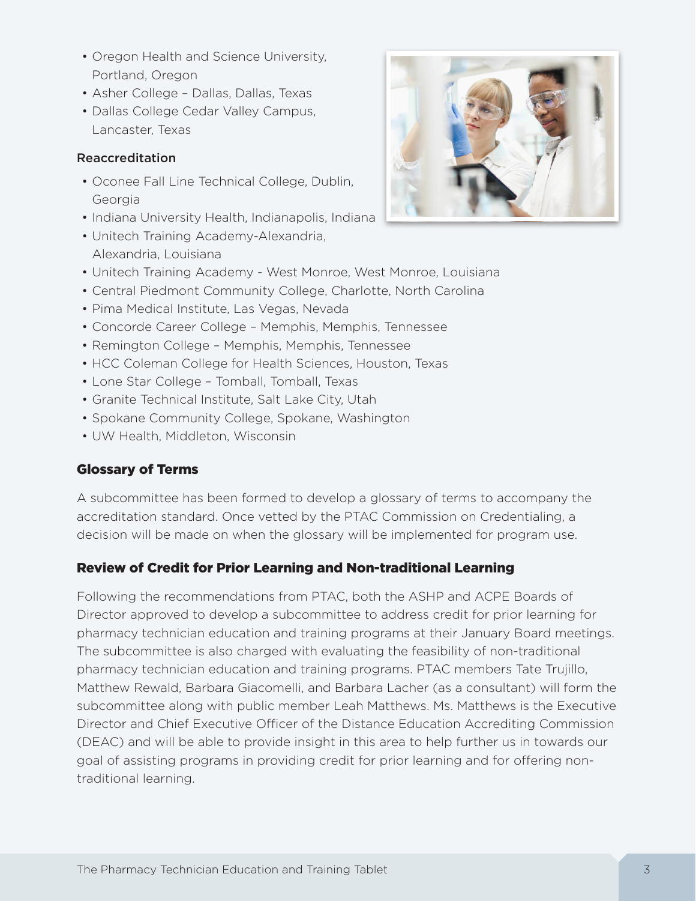- Oregon Health and Science University, Portland, Oregon
- Asher College – Dallas, Dallas, Texas
- Dallas College Cedar Valley Campus, Lancaster, Texas

#### Reaccreditation

- Oconee Fall Line Technical College, Dublin, Georgia
- Indiana University Health, Indianapolis, Indiana
- Unitech Training Academy-Alexandria, Alexandria, Louisiana
- Unitech Training Academy - West Monroe, West Monroe, Louisiana
- Central Piedmont Community College, Charlotte, North Carolina
- Pima Medical Institute, Las Vegas, Nevada
- Concorde Career College – Memphis, Memphis, Tennessee
- Remington College – Memphis, Memphis, Tennessee
- HCC Coleman College for Health Sciences, Houston, Texas
- Lone Star College – Tomball, Tomball, Texas
- Granite Technical Institute, Salt Lake City, Utah
- Spokane Community College, Spokane, Washington
- UW Health, Middleton, Wisconsin

### Glossary of Terms

A subcommittee has been formed to develop a glossary of terms to accompany the accreditation standard. Once vetted by the PTAC Commission on Credentialing, a decision will be made on when the glossary will be implemented for program use.

### Review of Credit for Prior Learning and Non-traditional Learning

Following the recommendations from PTAC, both the ASHP and ACPE Boards of Director approved to develop a subcommittee to address credit for prior learning for pharmacy technician education and training programs at their January Board meetings. The subcommittee is also charged with evaluating the feasibility of non-traditional pharmacy technician education and training programs. PTAC members Tate Trujillo, Matthew Rewald, Barbara Giacomelli, and Barbara Lacher (as a consultant) will form the subcommittee along with public member Leah Matthews. Ms. Matthews is the Executive Director and Chief Executive Officer of the Distance Education Accrediting Commission (DEAC) and will be able to provide insight in this area to help further us in towards our goal of assisting programs in providing credit for prior learning and for offering non-traditional learning.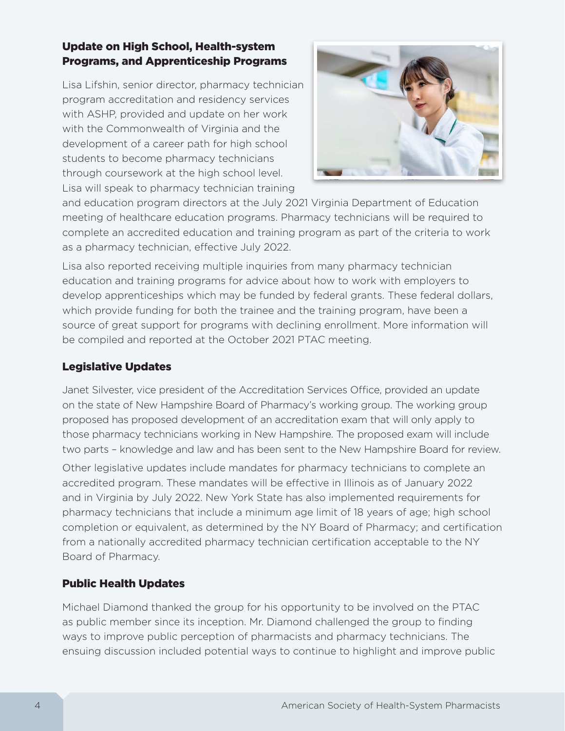### Update on High School, Health-system Programs, and Apprenticeship Programs

Lisa Lifshin, senior director, pharmacy technician program accreditation and residency services with ASHP, provided and update on her work with the Commonwealth of Virginia and the development of a career path for high school students to become pharmacy technicians through coursework at the high school level. Lisa will speak to pharmacy technician training and education program directors at the July 2021 Virginia Department of Education meeting of healthcare education programs. Pharmacy technicians will be required to complete an accredited education and training program as part of the criteria to work as a pharmacy technician, effective July 2022.

Lisa also reported receiving multiple inquiries from many pharmacy technician education and training programs for advice about how to work with employers to develop apprenticeships which may be funded by federal grants. These federal dollars, which provide funding for both the trainee and the training program, have been a source of great support for programs with declining enrollment. More information will be compiled and reported at the October 2021 PTAC meeting.

### Legislative Updates

Janet Silvester, vice president of the Accreditation Services Office, provided an update on the state of New Hampshire Board of Pharmacy's working group. The working group proposed has proposed development of an accreditation exam that will only apply to those pharmacy technicians working in New Hampshire. The proposed exam will include two parts – knowledge and law and has been sent to the New Hampshire Board for review.

Other legislative updates include mandates for pharmacy technicians to complete an accredited program. These mandates will be effective in Illinois as of January 2022 and in Virginia by July 2022. New York State has also implemented requirements for pharmacy technicians that include a minimum age limit of 18 years of age; high school completion or equivalent, as determined by the NY Board of Pharmacy; and certification from a nationally accredited pharmacy technician certification acceptable to the NY Board of Pharmacy.

### Public Health Updates

Michael Diamond thanked the group for his opportunity to be involved on the PTAC as public member since its inception. Mr. Diamond challenged the group to finding ways to improve public perception of pharmacists and pharmacy technicians. The ensuing discussion included potential ways to continue to highlight and improve public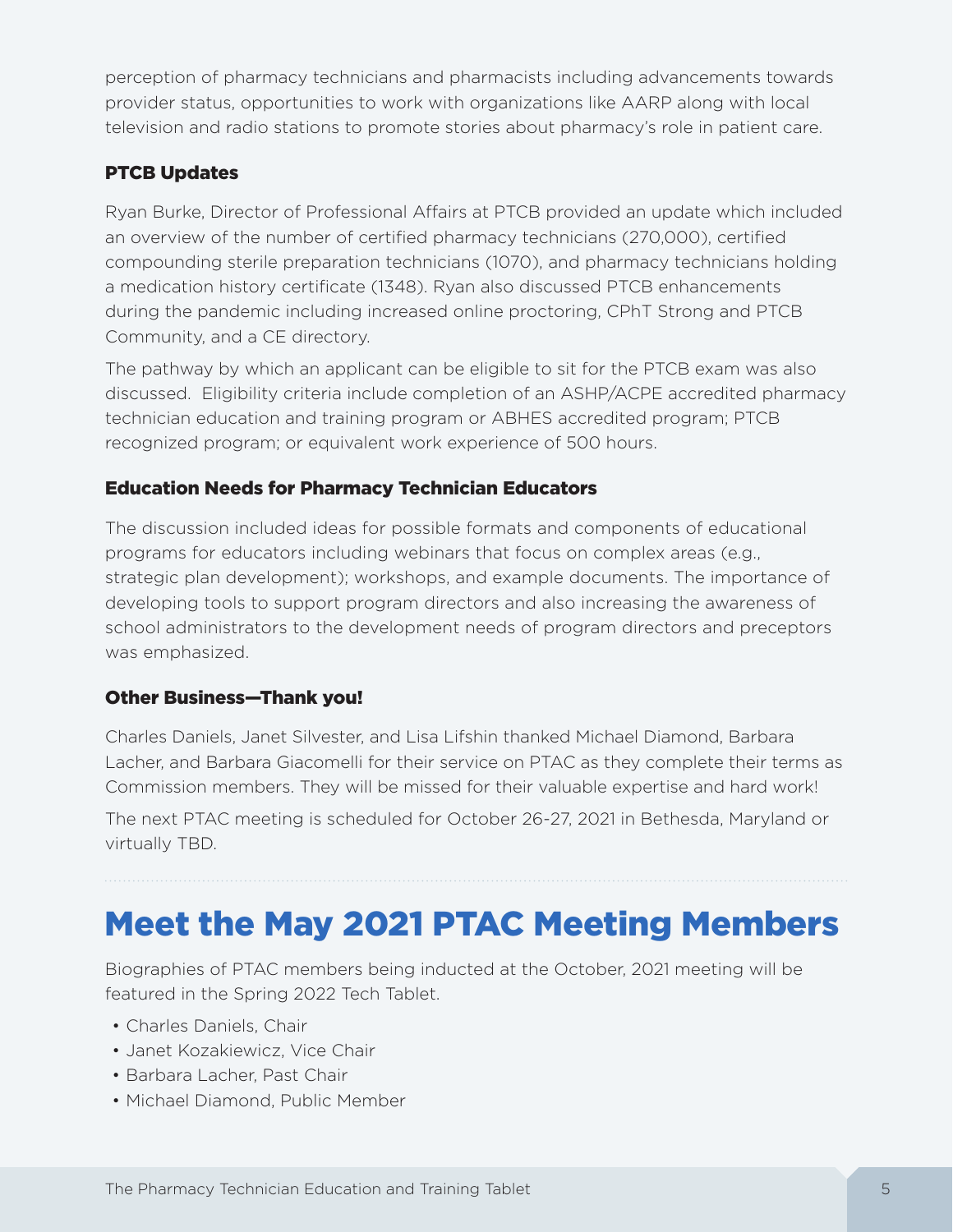perception of pharmacy technicians and pharmacists including advancements towards provider status, opportunities to work with organizations like AARP along with local television and radio stations to promote stories about pharmacy's role in patient care.

### PTCB Updates

Ryan Burke, Director of Professional Affairs at PTCB provided an update which included an overview of the number of certified pharmacy technicians (270,000), certified compounding sterile preparation technicians (1070), and pharmacy technicians holding a medication history certificate (1348). Ryan also discussed PTCB enhancements during the pandemic including increased online proctoring, CPhT Strong and PTCB Community, and a CE directory.

The pathway by which an applicant can be eligible to sit for the PTCB exam was also discussed. Eligibility criteria include completion of an ASHP/ACPE accredited pharmacy technician education and training program or ABHES accredited program; PTCB recognized program; or equivalent work experience of 500 hours.

### Education Needs for Pharmacy Technician Educators

The discussion included ideas for possible formats and components of educational programs for educators including webinars that focus on complex areas (e.g., strategic plan development); workshops, and example documents. The importance of developing tools to support program directors and also increasing the awareness of school administrators to the development needs of program directors and preceptors was emphasized.

### Other Business—Thank you!

Charles Daniels, Janet Silvester, and Lisa Lifshin thanked Michael Diamond, Barbara Lacher, and Barbara Giacomelli for their service on PTAC as they complete their terms as Commission members. They will be missed for their valuable expertise and hard work!

The next PTAC meeting is scheduled for October 26-27, 2021 in Bethesda, Maryland or virtually TBD.

## Meet the May 2021 PTAC Meeting Members

Biographies of PTAC members being inducted at the October, 2021 meeting will be featured in the Spring 2022 Tech Tablet.

- Charles Daniels, Chair
- Janet Kozakiewicz, Vice Chair
- Barbara Lacher, Past Chair
- Michael Diamond, Public Member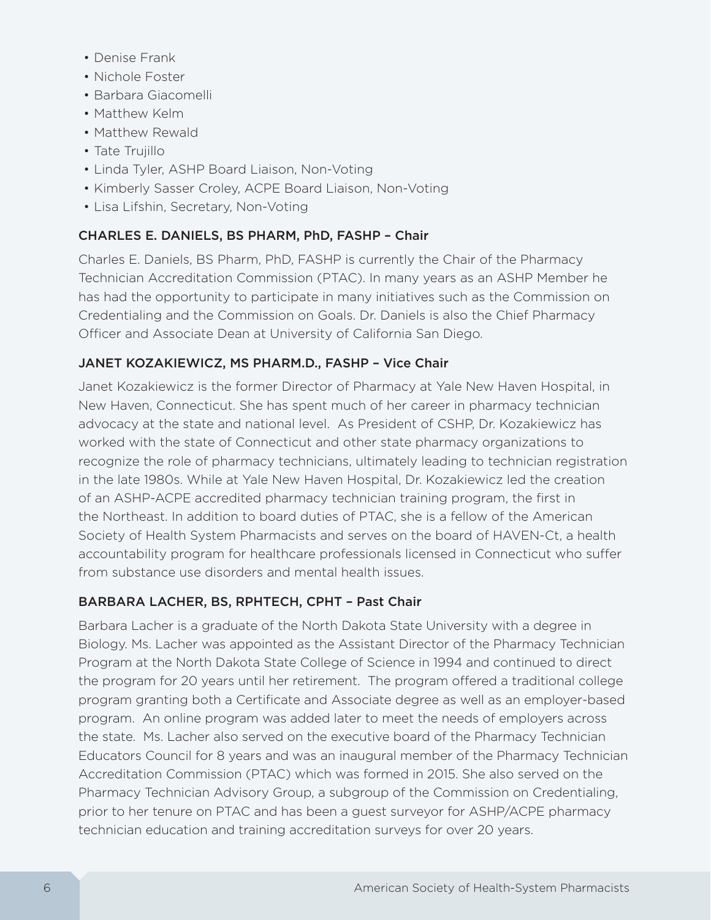- Denise Frank
- Nichole Foster
- Barbara Giacomelli
- Matthew Kelm
- Matthew Rewald
- Tate Trujillo
- Linda Tyler, ASHP Board Liaison, Non-Voting
- Kimberly Sasser Croley, ACPE Board Liaison, Non-Voting
- Lisa Lifshin, Secretary, Non-Voting

### CHARLES E. DANIELS, BS PHARM, PhD, FASHP – Chair

Charles E. Daniels, BS Pharm, PhD, FASHP is currently the Chair of the Pharmacy Technician Accreditation Commission (PTAC). In many years as an ASHP Member he has had the opportunity to participate in many initiatives such as the Commission on Credentialing and the Commission on Goals. Dr. Daniels is also the Chief Pharmacy Officer and Associate Dean at University of California San Diego.

### JANET KOZAKIEWICZ, MS PHARM.D., FASHP – Vice Chair

Janet Kozakiewicz is the former Director of Pharmacy at Yale New Haven Hospital, in New Haven, Connecticut. She has spent much of her career in pharmacy technician advocacy at the state and national level. As President of CSHP, Dr. Kozakiewicz has worked with the state of Connecticut and other state pharmacy organizations to recognize the role of pharmacy technicians, ultimately leading to technician registration in the late 1980s. While at Yale New Haven Hospital, Dr. Kozakiewicz led the creation of an ASHP-ACPE accredited pharmacy technician training program, the first in the Northeast. In addition to board duties of PTAC, she is a fellow of the American Society of Health System Pharmacists and serves on the board of HAVEN-Ct, a health accountability program for healthcare professionals licensed in Connecticut who suffer from substance use disorders and mental health issues.

### BARBARA LACHER, BS, RPHTECH, CPHT – Past Chair

Barbara Lacher is a graduate of the North Dakota State University with a degree in Biology. Ms. Lacher was appointed as the Assistant Director of the Pharmacy Technician Program at the North Dakota State College of Science in 1994 and continued to direct the program for 20 years until her retirement. The program offered a traditional college program granting both a Certificate and Associate degree as well as an employer-based program. An online program was added later to meet the needs of employers across the state. Ms. Lacher also served on the executive board of the Pharmacy Technician Educators Council for 8 years and was an inaugural member of the Pharmacy Technician Accreditation Commission (PTAC) which was formed in 2015. She also served on the Pharmacy Technician Advisory Group, a subgroup of the Commission on Credentialing, prior to her tenure on PTAC and has been a guest surveyor for ASHP/ACPE pharmacy technician education and training accreditation surveys for over 20 years.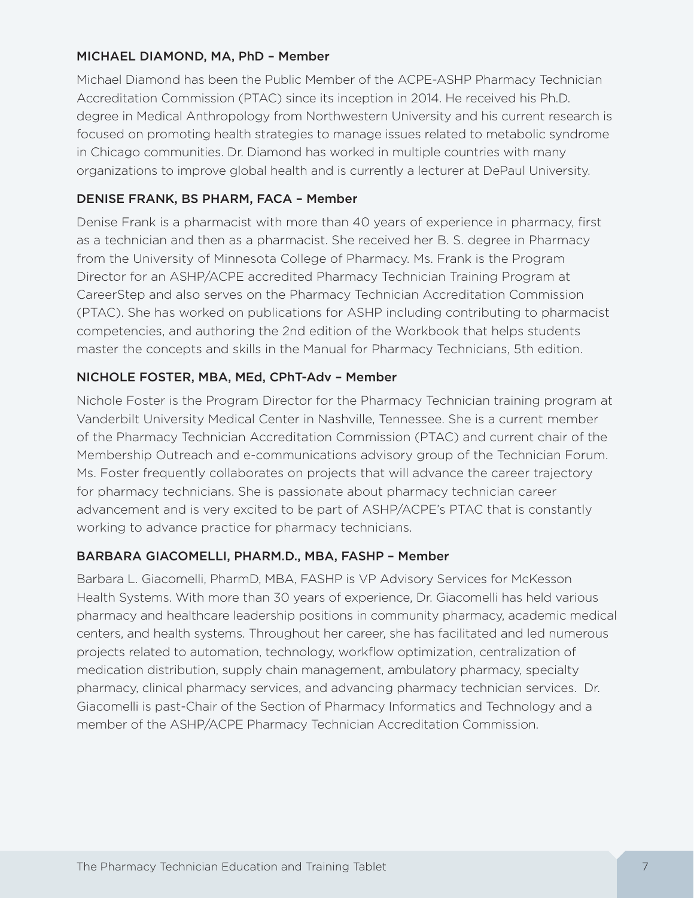#### MICHAEL DIAMOND, MA, PhD – Member

Michael Diamond has been the Public Member of the ACPE-ASHP Pharmacy Technician Accreditation Commission (PTAC) since its inception in 2014. He received his Ph.D. degree in Medical Anthropology from Northwestern University and his current research is focused on promoting health strategies to manage issues related to metabolic syndrome in Chicago communities. Dr. Diamond has worked in multiple countries with many organizations to improve global health and is currently a lecturer at DePaul University.

#### DENISE FRANK, BS PHARM, FACA – Member

Denise Frank is a pharmacist with more than 40 years of experience in pharmacy, first as a technician and then as a pharmacist. She received her B. S. degree in Pharmacy from the University of Minnesota College of Pharmacy. Ms. Frank is the Program Director for an ASHP/ACPE accredited Pharmacy Technician Training Program at CareerStep and also serves on the Pharmacy Technician Accreditation Commission (PTAC). She has worked on publications for ASHP including contributing to pharmacist competencies, and authoring the 2nd edition of the Workbook that helps students master the concepts and skills in the Manual for Pharmacy Technicians, 5th edition.

#### NICHOLE FOSTER, MBA, MEd, CPhT-Adv – Member

Nichole Foster is the Program Director for the Pharmacy Technician training program at Vanderbilt University Medical Center in Nashville, Tennessee. She is a current member of the Pharmacy Technician Accreditation Commission (PTAC) and current chair of the Membership Outreach and e-communications advisory group of the Technician Forum. Ms. Foster frequently collaborates on projects that will advance the career trajectory for pharmacy technicians. She is passionate about pharmacy technician career advancement and is very excited to be part of ASHP/ACPE's PTAC that is constantly working to advance practice for pharmacy technicians.

#### BARBARA GIACOMELLI, PHARM.D., MBA, FASHP – Member

Barbara L. Giacomelli, PharmD, MBA, FASHP is VP Advisory Services for McKesson Health Systems. With more than 30 years of experience, Dr. Giacomelli has held various pharmacy and healthcare leadership positions in community pharmacy, academic medical centers, and health systems. Throughout her career, she has facilitated and led numerous projects related to automation, technology, workflow optimization, centralization of medication distribution, supply chain management, ambulatory pharmacy, specialty pharmacy, clinical pharmacy services, and advancing pharmacy technician services. Dr. Giacomelli is past-Chair of the Section of Pharmacy Informatics and Technology and a member of the ASHP/ACPE Pharmacy Technician Accreditation Commission.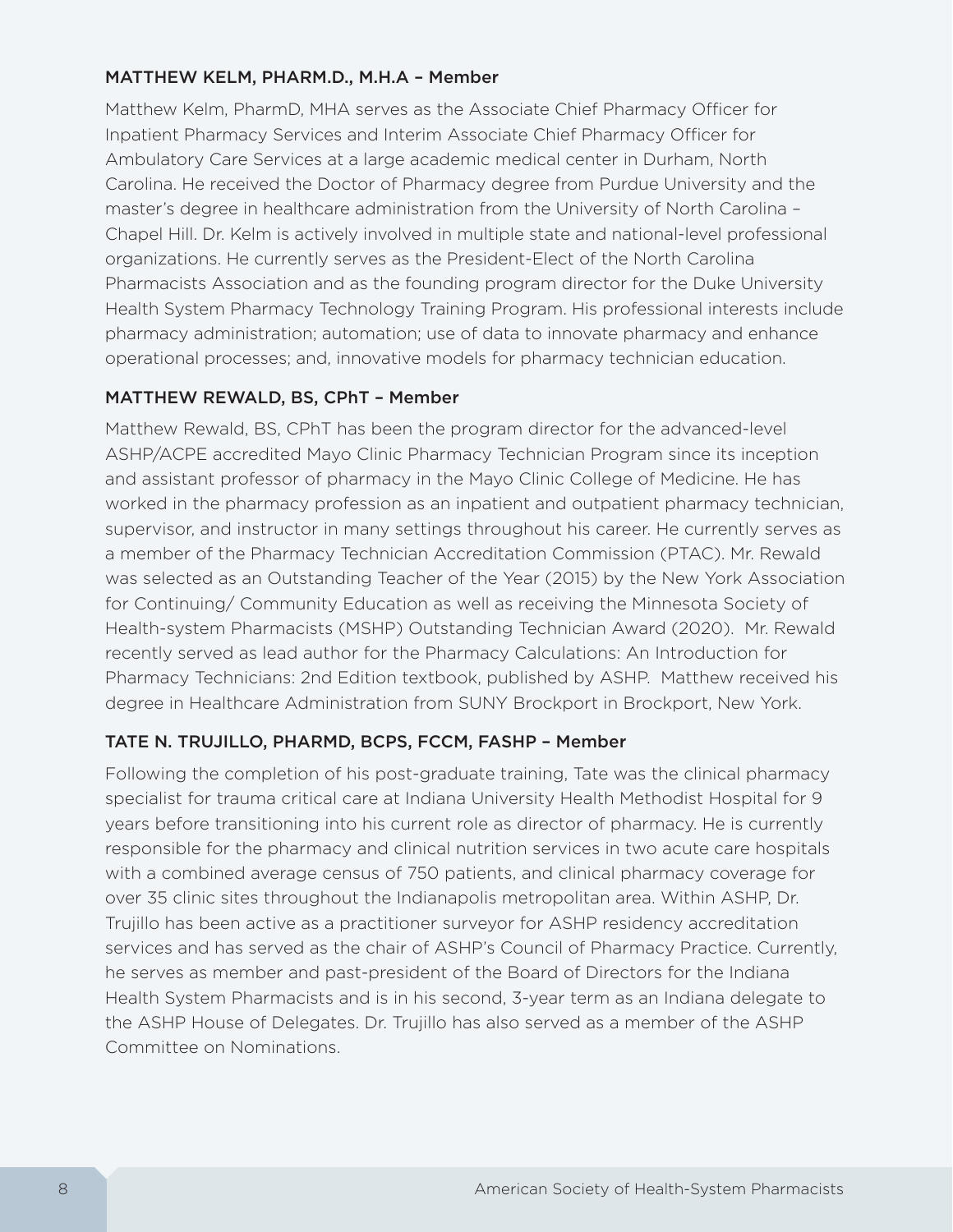### MATTHEW KELM, PHARM.D., M.H.A – Member

Matthew Kelm, PharmD, MHA serves as the Associate Chief Pharmacy Officer for Inpatient Pharmacy Services and Interim Associate Chief Pharmacy Officer for Ambulatory Care Services at a large academic medical center in Durham, North Carolina. He received the Doctor of Pharmacy degree from Purdue University and the master's degree in healthcare administration from the University of North Carolina – Chapel Hill. Dr. Kelm is actively involved in multiple state and national-level professional organizations. He currently serves as the President-Elect of the North Carolina Pharmacists Association and as the founding program director for the Duke University Health System Pharmacy Technology Training Program. His professional interests include pharmacy administration; automation; use of data to innovate pharmacy and enhance operational processes; and, innovative models for pharmacy technician education.

### MATTHEW REWALD, BS, CPhT – Member

Matthew Rewald, BS, CPhT has been the program director for the advanced-level ASHP/ACPE accredited Mayo Clinic Pharmacy Technician Program since its inception and assistant professor of pharmacy in the Mayo Clinic College of Medicine. He has worked in the pharmacy profession as an inpatient and outpatient pharmacy technician, supervisor, and instructor in many settings throughout his career. He currently serves as a member of the Pharmacy Technician Accreditation Commission (PTAC). Mr. Rewald was selected as an Outstanding Teacher of the Year (2015) by the New York Association for Continuing/ Community Education as well as receiving the Minnesota Society of Health-system Pharmacists (MSHP) Outstanding Technician Award (2020). Mr. Rewald recently served as lead author for the Pharmacy Calculations: An Introduction for Pharmacy Technicians: 2nd Edition textbook, published by ASHP. Matthew received his degree in Healthcare Administration from SUNY Brockport in Brockport, New York.

### TATE N. TRUJILLO, PHARMD, BCPS, FCCM, FASHP – Member

Following the completion of his post-graduate training, Tate was the clinical pharmacy specialist for trauma critical care at Indiana University Health Methodist Hospital for 9 years before transitioning into his current role as director of pharmacy. He is currently responsible for the pharmacy and clinical nutrition services in two acute care hospitals with a combined average census of 750 patients, and clinical pharmacy coverage for over 35 clinic sites throughout the Indianapolis metropolitan area. Within ASHP, Dr. Trujillo has been active as a practitioner surveyor for ASHP residency accreditation services and has served as the chair of ASHP's Council of Pharmacy Practice. Currently, he serves as member and past-president of the Board of Directors for the Indiana Health System Pharmacists and is in his second, 3-year term as an Indiana delegate to the ASHP House of Delegates. Dr. Trujillo has also served as a member of the ASHP Committee on Nominations.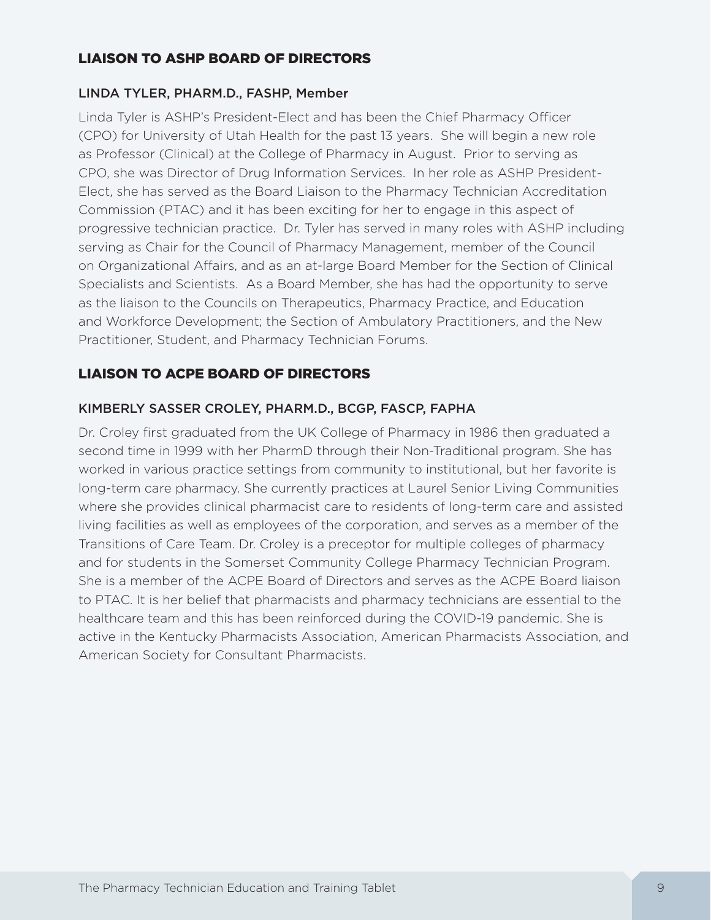## LIAISON TO ASHP BOARD OF DIRECTORS

### LINDA TYLER, PHARM.D., FASHP, Member

Linda Tyler is ASHP's President-Elect and has been the Chief Pharmacy Officer (CPO) for University of Utah Health for the past 13 years. She will begin a new role as Professor (Clinical) at the College of Pharmacy in August. Prior to serving as CPO, she was Director of Drug Information Services. In her role as ASHP President-Elect, she has served as the Board Liaison to the Pharmacy Technician Accreditation Commission (PTAC) and it has been exciting for her to engage in this aspect of progressive technician practice. Dr. Tyler has served in many roles with ASHP including serving as Chair for the Council of Pharmacy Management, member of the Council on Organizational Affairs, and as an at-large Board Member for the Section of Clinical Specialists and Scientists. As a Board Member, she has had the opportunity to serve as the liaison to the Councils on Therapeutics, Pharmacy Practice, and Education and Workforce Development; the Section of Ambulatory Practitioners, and the New Practitioner, Student, and Pharmacy Technician Forums.

## LIAISON TO ACPE BOARD OF DIRECTORS

### KIMBERLY SASSER CROLEY, PHARM.D., BCGP, FASCP, FAPHA

Dr. Croley first graduated from the UK College of Pharmacy in 1986 then graduated a second time in 1999 with her PharmD through their Non-Traditional program. She has worked in various practice settings from community to institutional, but her favorite is long-term care pharmacy. She currently practices at Laurel Senior Living Communities where she provides clinical pharmacist care to residents of long-term care and assisted living facilities as well as employees of the corporation, and serves as a member of the Transitions of Care Team. Dr. Croley is a preceptor for multiple colleges of pharmacy and for students in the Somerset Community College Pharmacy Technician Program. She is a member of the ACPE Board of Directors and serves as the ACPE Board liaison to PTAC. It is her belief that pharmacists and pharmacy technicians are essential to the healthcare team and this has been reinforced during the COVID-19 pandemic. She is active in the Kentucky Pharmacists Association, American Pharmacists Association, and American Society for Consultant Pharmacists.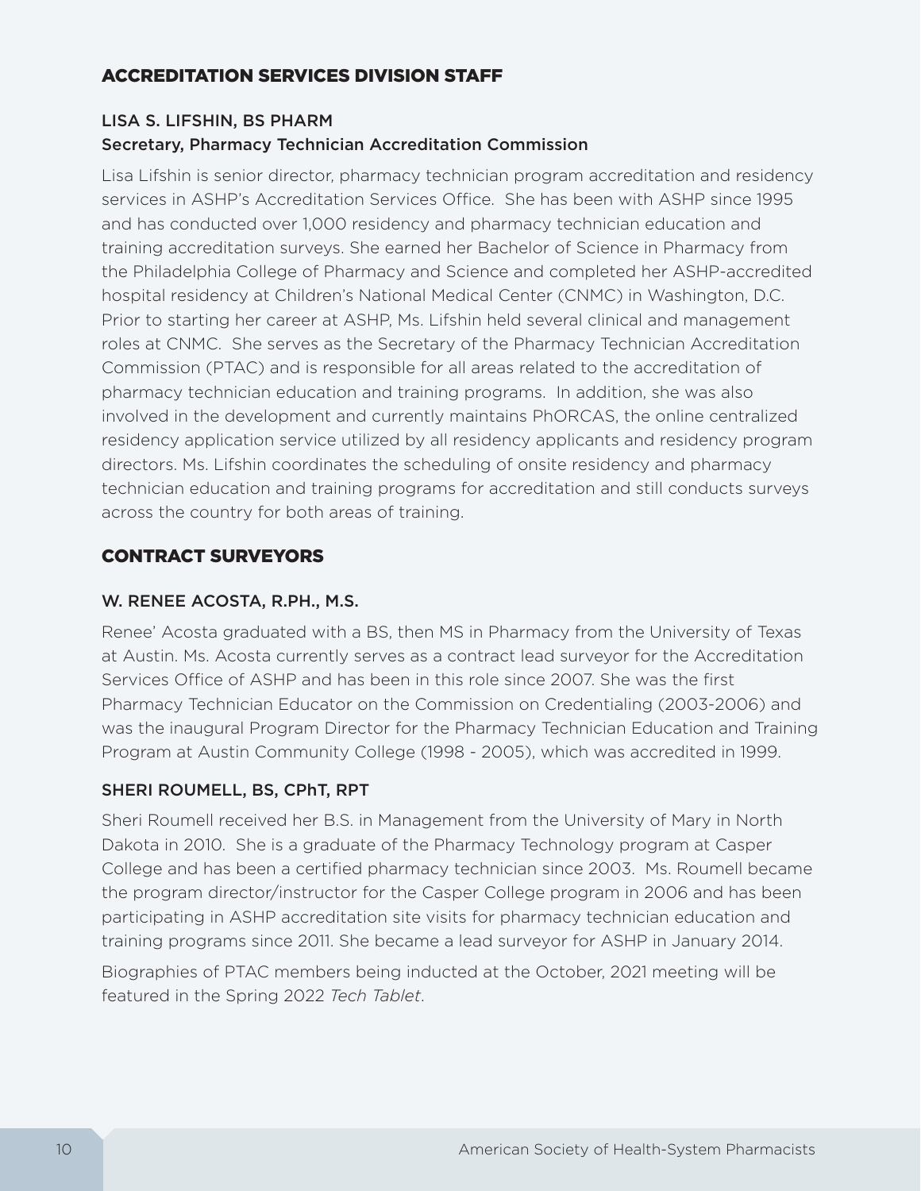## ACCREDITATION SERVICES DIVISION STAFF

### LISA S. LIFSHIN, BS PHARM
### Secretary, Pharmacy Technician Accreditation Commission

Lisa Lifshin is senior director, pharmacy technician program accreditation and residency services in ASHP's Accreditation Services Office. She has been with ASHP since 1995 and has conducted over 1,000 residency and pharmacy technician education and training accreditation surveys. She earned her Bachelor of Science in Pharmacy from the Philadelphia College of Pharmacy and Science and completed her ASHP-accredited hospital residency at Children's National Medical Center (CNMC) in Washington, D.C. Prior to starting her career at ASHP, Ms. Lifshin held several clinical and management roles at CNMC. She serves as the Secretary of the Pharmacy Technician Accreditation Commission (PTAC) and is responsible for all areas related to the accreditation of pharmacy technician education and training programs. In addition, she was also involved in the development and currently maintains PhORCAS, the online centralized residency application service utilized by all residency applicants and residency program directors. Ms. Lifshin coordinates the scheduling of onsite residency and pharmacy technician education and training programs for accreditation and still conducts surveys across the country for both areas of training.

## CONTRACT SURVEYORS

### W. RENEE ACOSTA, R.PH., M.S.

Renee' Acosta graduated with a BS, then MS in Pharmacy from the University of Texas at Austin. Ms. Acosta currently serves as a contract lead surveyor for the Accreditation Services Office of ASHP and has been in this role since 2007. She was the first Pharmacy Technician Educator on the Commission on Credentialing (2003-2006) and was the inaugural Program Director for the Pharmacy Technician Education and Training Program at Austin Community College (1998 - 2005), which was accredited in 1999.

### SHERI ROUMELL, BS, CPhT, RPT

Sheri Roumell received her B.S. in Management from the University of Mary in North Dakota in 2010. She is a graduate of the Pharmacy Technology program at Casper College and has been a certified pharmacy technician since 2003. Ms. Roumell became the program director/instructor for the Casper College program in 2006 and has been participating in ASHP accreditation site visits for pharmacy technician education and training programs since 2011. She became a lead surveyor for ASHP in January 2014.

Biographies of PTAC members being inducted at the October, 2021 meeting will be featured in the Spring 2022 *Tech Tablet*.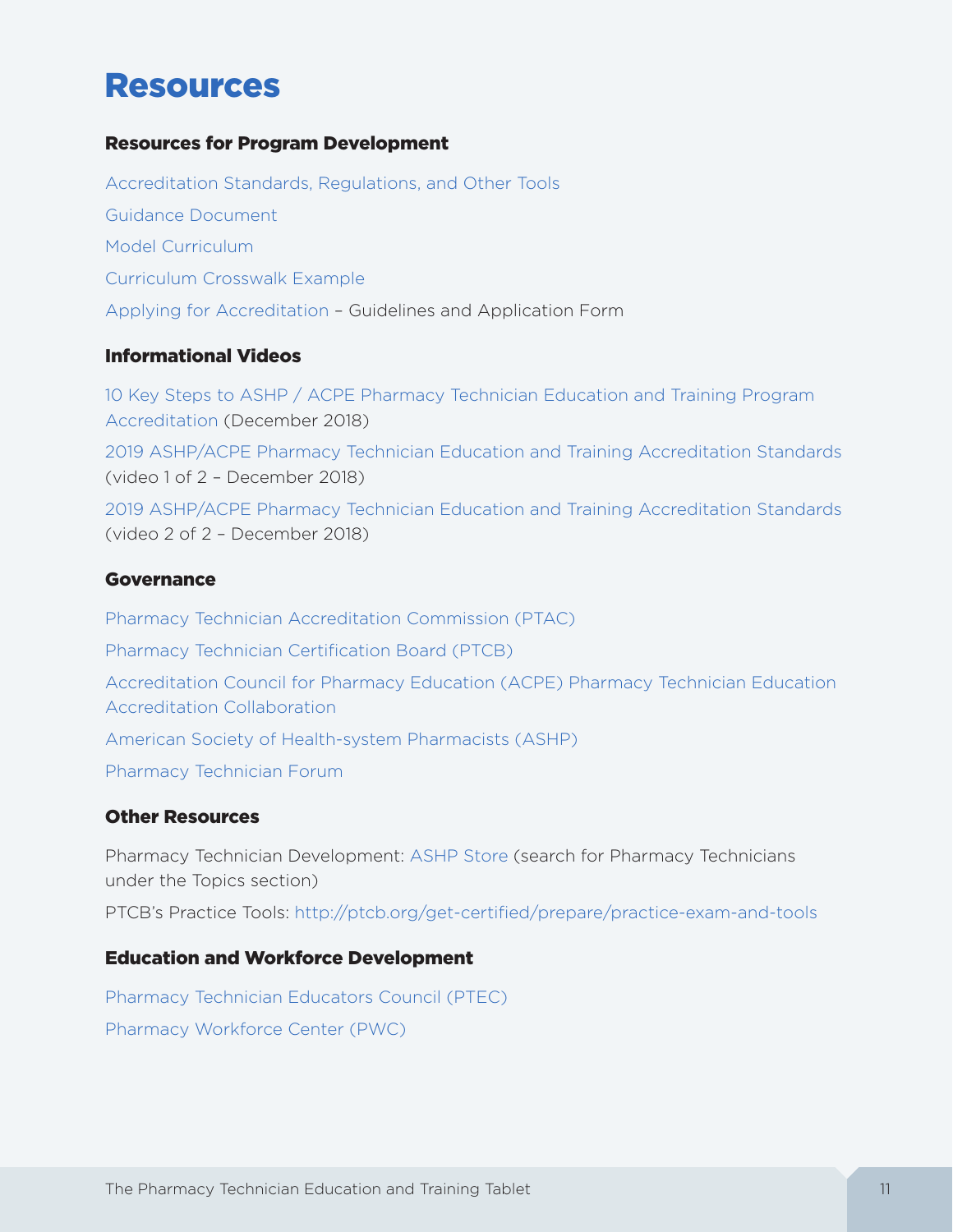# Resources

## Resources for Program Development

Accreditation Standards, Regulations, and Other Tools

Guidance Document

Model Curriculum

Curriculum Crosswalk Example

Applying for Accreditation – Guidelines and Application Form

## Informational Videos

10 Key Steps to ASHP / ACPE Pharmacy Technician Education and Training Program Accreditation (December 2018)

2019 ASHP/ACPE Pharmacy Technician Education and Training Accreditation Standards (video 1 of 2 – December 2018)

2019 ASHP/ACPE Pharmacy Technician Education and Training Accreditation Standards (video 2 of 2 – December 2018)

## Governance

Pharmacy Technician Accreditation Commission (PTAC)

Pharmacy Technician Certification Board (PTCB)

Accreditation Council for Pharmacy Education (ACPE) Pharmacy Technician Education Accreditation Collaboration

American Society of Health-system Pharmacists (ASHP)

Pharmacy Technician Forum

## Other Resources

Pharmacy Technician Development: ASHP Store (search for Pharmacy Technicians under the Topics section)

PTCB's Practice Tools: http://ptcb.org/get-certified/prepare/practice-exam-and-tools

## Education and Workforce Development

Pharmacy Technician Educators Council (PTEC)

Pharmacy Workforce Center (PWC)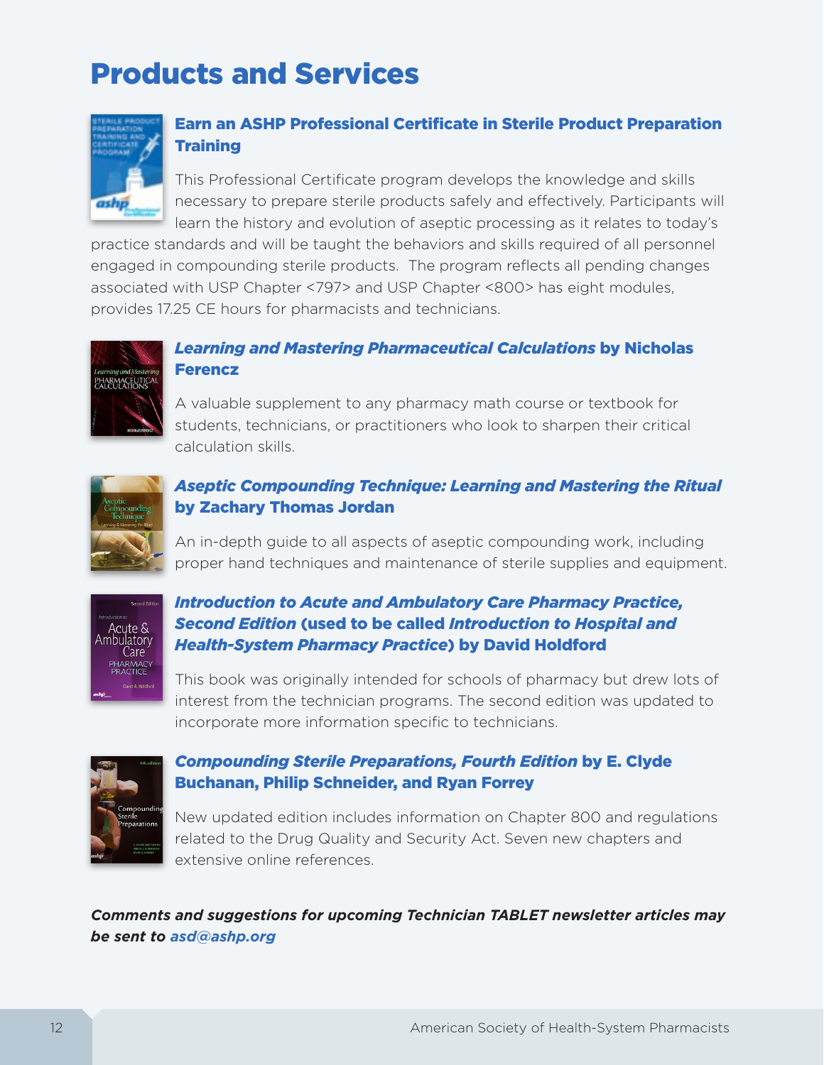# Products and Services

### Earn an ASHP Professional Certificate in Sterile Product Preparation Training

This Professional Certificate program develops the knowledge and skills necessary to prepare sterile products safely and effectively. Participants will learn the history and evolution of aseptic processing as it relates to today's practice standards and will be taught the behaviors and skills required of all personnel engaged in compounding sterile products. The program reflects all pending changes associated with USP Chapter <797> and USP Chapter <800> has eight modules, provides 17.25 CE hours for pharmacists and technicians.

### *Learning and Mastering Pharmaceutical Calculations* by Nicholas Ferencz

A valuable supplement to any pharmacy math course or textbook for students, technicians, or practitioners who look to sharpen their critical calculation skills.

### *Aseptic Compounding Technique: Learning and Mastering the Ritual* by Zachary Thomas Jordan

An in-depth guide to all aspects of aseptic compounding work, including proper hand techniques and maintenance of sterile supplies and equipment.

### *Introduction to Acute and Ambulatory Care Pharmacy Practice, Second Edition* (used to be called *Introduction to Hospital and Health-System Pharmacy Practice*) by David Holdford

This book was originally intended for schools of pharmacy but drew lots of interest from the technician programs. The second edition was updated to incorporate more information specific to technicians.

### *Compounding Sterile Preparations, Fourth Edition* by E. Clyde Buchanan, Philip Schneider, and Ryan Forrey

New updated edition includes information on Chapter 800 and regulations related to the Drug Quality and Security Act. Seven new chapters and extensive online references.

***Comments and suggestions for upcoming Technician TABLET newsletter articles may be sent to asd@ashp.org***